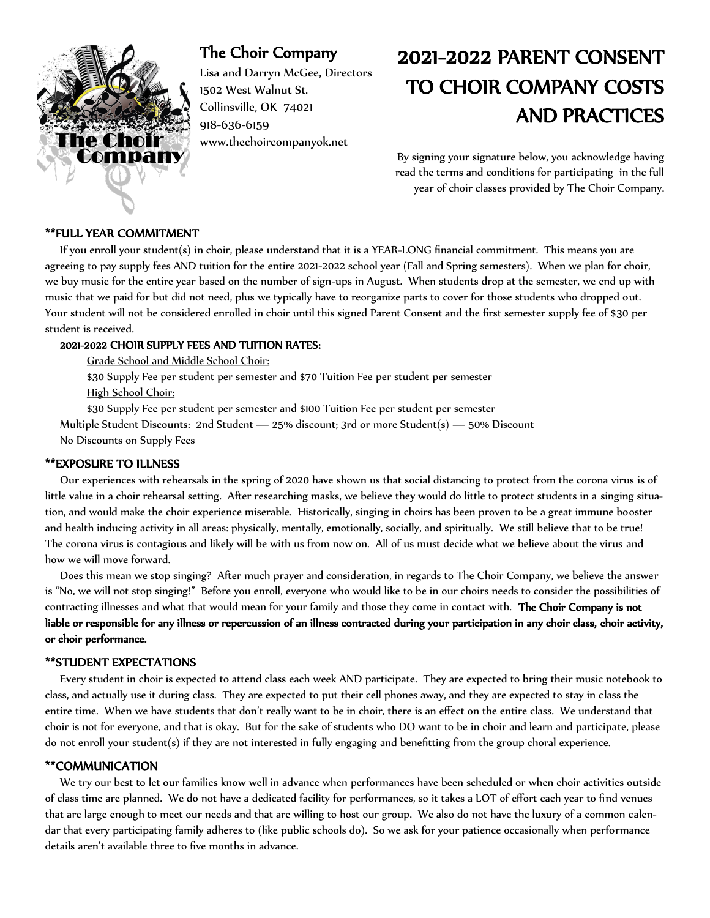## The Choir Company

Lisa and Darryn McGee, Directors
1502 West Walnut St.
Collinsville, OK 74021
918-636-6159
www.thechoircompanyok.net

# 2021-2022 PARENT CONSENT TO CHOIR COMPANY COSTS AND PRACTICES

By signing your signature below, you acknowledge having read the terms and conditions for participating in the full year of choir classes provided by The Choir Company.

### **FULL YEAR COMMITMENT

If you enroll your student(s) in choir, please understand that it is a YEAR-LONG financial commitment. This means you are agreeing to pay supply fees AND tuition for the entire 2021-2022 school year (Fall and Spring semesters). When we plan for choir, we buy music for the entire year based on the number of sign-ups in August. When students drop at the semester, we end up with music that we paid for but did not need, plus we typically have to reorganize parts to cover for those students who dropped out. Your student will not be considered enrolled in choir until this signed Parent Consent and the first semester supply fee of $30 per student is received.

**2021-2022 CHOIR SUPPLY FEES AND TUITION RATES:**

Grade School and Middle School Choir:

$30 Supply Fee per student per semester and $70 Tuition Fee per student per semester

High School Choir:

$30 Supply Fee per student per semester and $100 Tuition Fee per student per semester

Multiple Student Discounts: 2nd Student — 25% discount; 3rd or more Student(s) — 50% Discount

No Discounts on Supply Fees

### **EXPOSURE TO ILLNESS

Our experiences with rehearsals in the spring of 2020 have shown us that social distancing to protect from the corona virus is of little value in a choir rehearsal setting. After researching masks, we believe they would do little to protect students in a singing situation, and would make the choir experience miserable. Historically, singing in choirs has been proven to be a great immune booster and health inducing activity in all areas: physically, mentally, emotionally, socially, and spiritually. We still believe that to be true! The corona virus is contagious and likely will be with us from now on. All of us must decide what we believe about the virus and how we will move forward.

Does this mean we stop singing? After much prayer and consideration, in regards to The Choir Company, we believe the answer is "No, we will not stop singing!" Before you enroll, everyone who would like to be in our choirs needs to consider the possibilities of contracting illnesses and what that would mean for your family and those they come in contact with. **The Choir Company is not liable or responsible for any illness or repercussion of an illness contracted during your participation in any choir class, choir activity, or choir performance.**

### **STUDENT EXPECTATIONS

Every student in choir is expected to attend class each week AND participate. They are expected to bring their music notebook to class, and actually use it during class. They are expected to put their cell phones away, and they are expected to stay in class the entire time. When we have students that don't really want to be in choir, there is an effect on the entire class. We understand that choir is not for everyone, and that is okay. But for the sake of students who DO want to be in choir and learn and participate, please do not enroll your student(s) if they are not interested in fully engaging and benefitting from the group choral experience.

### **COMMUNICATION

We try our best to let our families know well in advance when performances have been scheduled or when choir activities outside of class time are planned. We do not have a dedicated facility for performances, so it takes a LOT of effort each year to find venues that are large enough to meet our needs and that are willing to host our group. We also do not have the luxury of a common calendar that every participating family adheres to (like public schools do). So we ask for your patience occasionally when performance details aren't available three to five months in advance.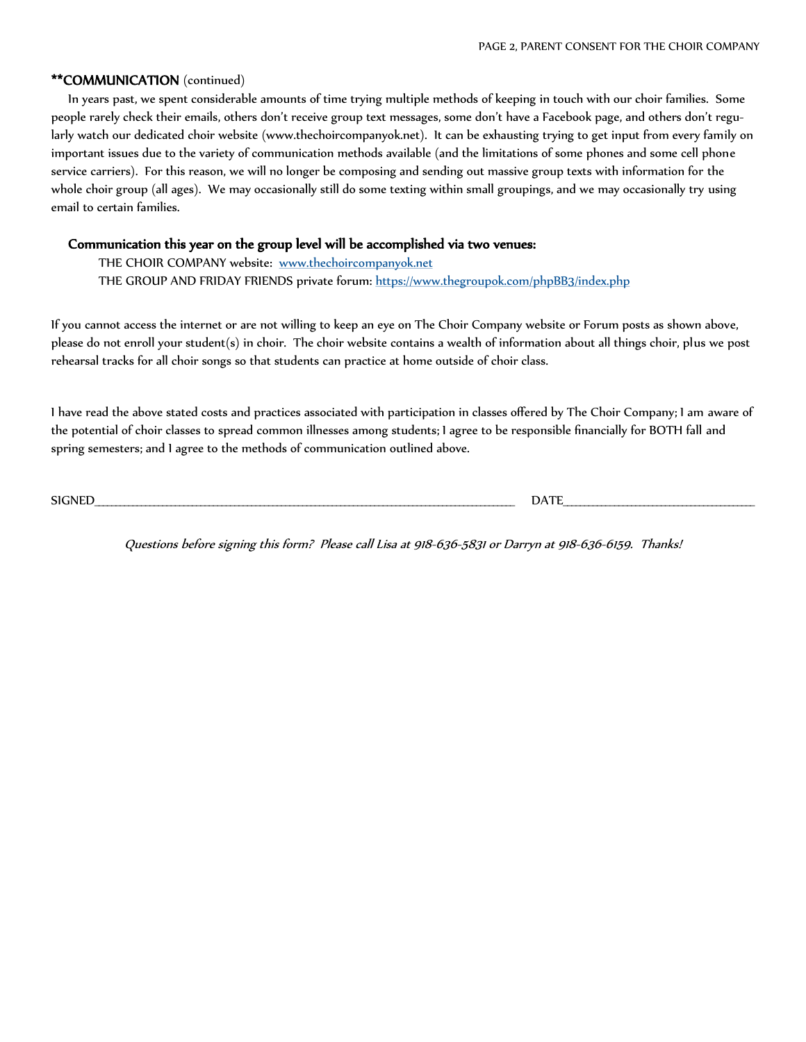## **COMMUNICATION (continued)

In years past, we spent considerable amounts of time trying multiple methods of keeping in touch with our choir families. Some people rarely check their emails, others don't receive group text messages, some don't have a Facebook page, and others don't regularly watch our dedicated choir website (www.thechoircompanyok.net). It can be exhausting trying to get input from every family on important issues due to the variety of communication methods available (and the limitations of some phones and some cell phone service carriers). For this reason, we will no longer be composing and sending out massive group texts with information for the whole choir group (all ages). We may occasionally still do some texting within small groupings, and we may occasionally try using email to certain families.

### Communication this year on the group level will be accomplished via two venues:

THE CHOIR COMPANY website: [www.thechoircompanyok.net](http://www.thechoircompanyok.net)
THE GROUP AND FRIDAY FRIENDS private forum: [https://www.thegroupok.com/phpBB3/index.php](https://www.thegroupok.com/phpBB3/index.php)

If you cannot access the internet or are not willing to keep an eye on The Choir Company website or Forum posts as shown above, please do not enroll your student(s) in choir. The choir website contains a wealth of information about all things choir, plus we post rehearsal tracks for all choir songs so that students can practice at home outside of choir class.

I have read the above stated costs and practices associated with participation in classes offered by The Choir Company; I am aware of the potential of choir classes to spread common illnesses among students; I agree to be responsible financially for BOTH fall and spring semesters; and I agree to the methods of communication outlined above.

SIGNED______________________________________________ DATE____________________

*Questions before signing this form? Please call Lisa at 918-636-5831 or Darryn at 918-636-6159. Thanks!*